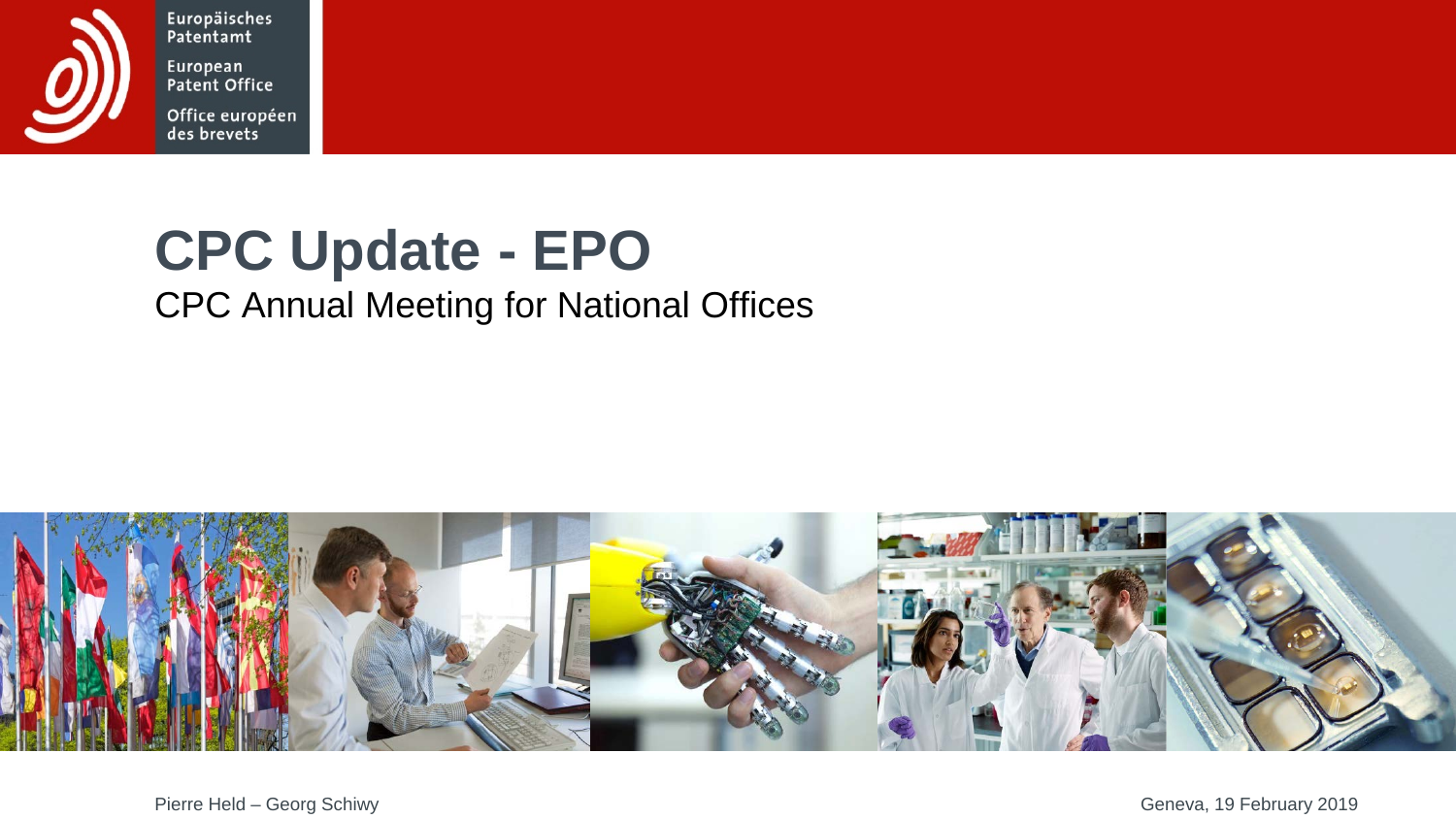Europäisches Patentamt

European Patent Office

Office européen des brevets

# CPC Update - EPO

CPC Annual Meeting for National Offices

Pierre Held – Georg Schiwy

Geneva, 19 February 2019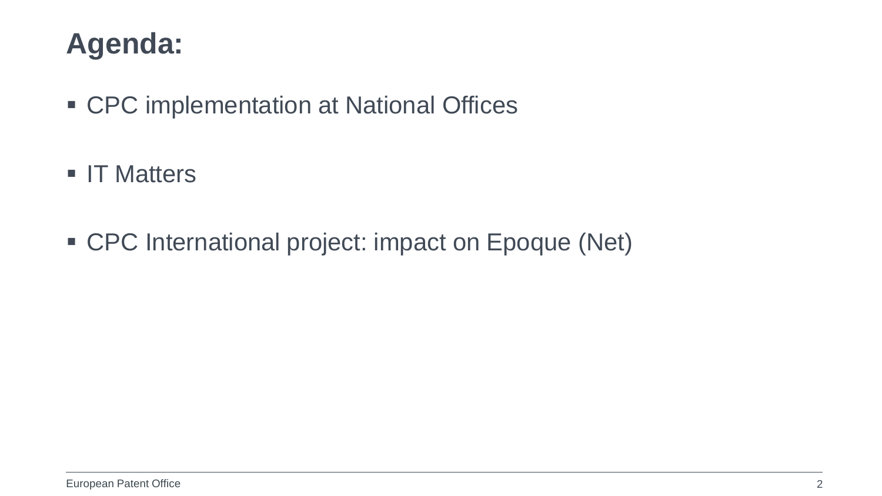# Agenda:

- CPC implementation at National Offices

- IT Matters

- CPC International project: impact on Epoque (Net)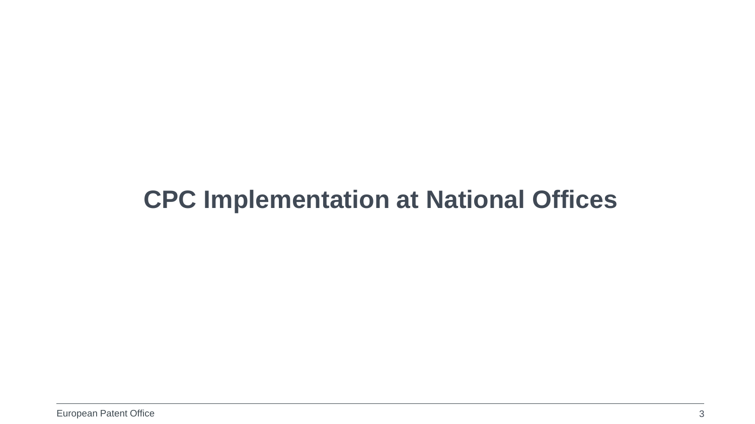# CPC Implementation at National Offices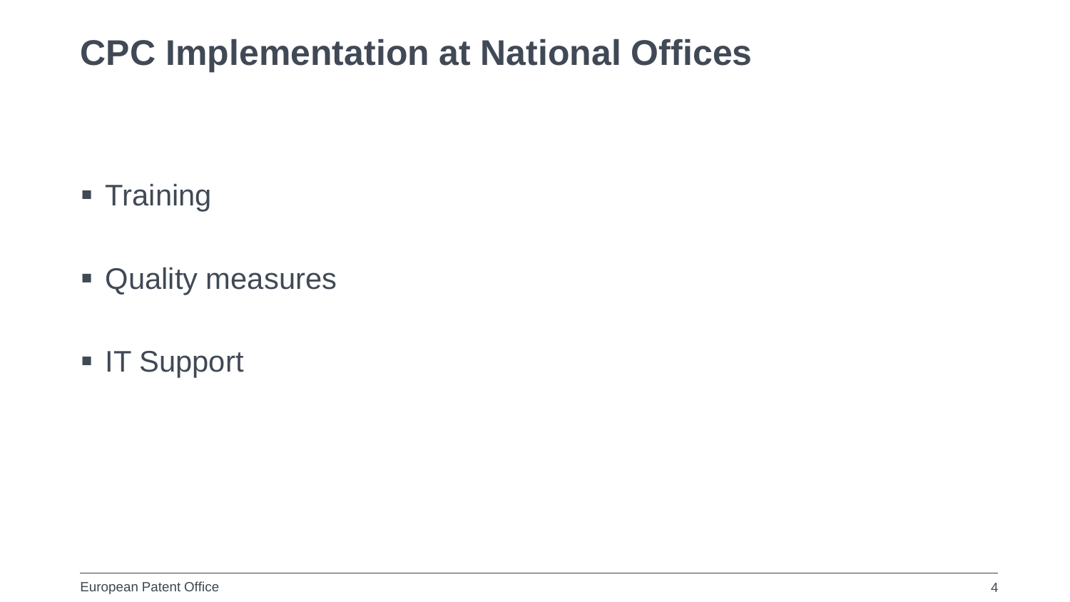# CPC Implementation at National Offices

- Training
- Quality measures
- IT Support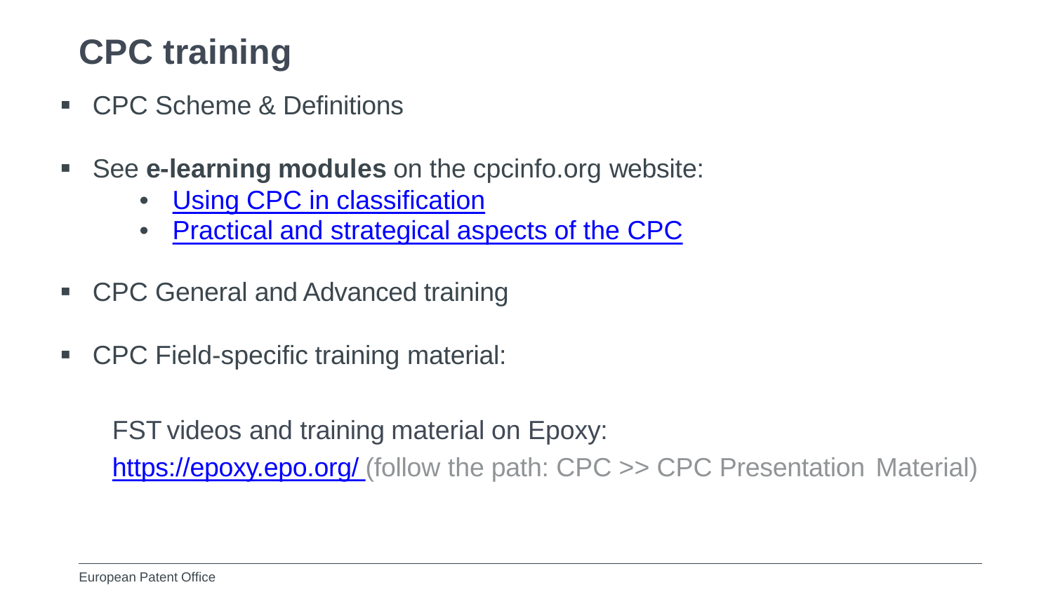# CPC training

- CPC Scheme & Definitions

- See **e-learning modules** on the cpcinfo.org website:
  - Using CPC in classification
  - Practical and strategical aspects of the CPC

- CPC General and Advanced training

- CPC Field-specific training material:

  FST videos and training material on Epoxy:
  https://epoxy.epo.org/ (follow the path: CPC >> CPC Presentation Material)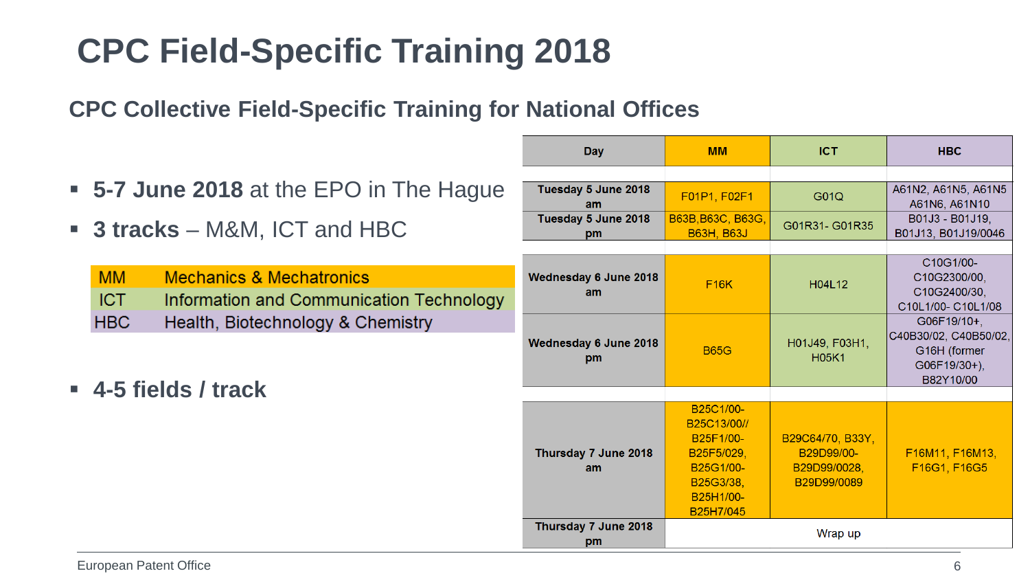# CPC Field-Specific Training 2018

## CPC Collective Field-Specific Training for National Offices

- **5-7 June 2018** at the EPO in The Hague
- **3 tracks** – M&M, ICT and HBC

| | |
|---|---|
| MM | Mechanics & Mechatronics |
| ICT | Information and Communication Technology |
| HBC | Health, Biotechnology & Chemistry |

- **4-5 fields / track**

| Day | MM | ICT | HBC |
|---|---|---|---|
| Tuesday 5 June 2018 am | F01P1, F02F1 | G01Q | A61N2, A61N5, A61N5 A61N6, A61N10 |
| Tuesday 5 June 2018 pm | B63B,B63C, B63G, B63H, B63J | G01R31- G01R35 | B01J3 - B01J19, B01J13, B01J19/0046 |
| Wednesday 6 June 2018 am | F16K | H04L12 | C10G1/00- C10G2300/00, C10G2400/30, C10L1/00- C10L1/08 |
| Wednesday 6 June 2018 pm | B65G | H01J49, F03H1, H05K1 | G06F19/10+, C40B30/02, C40B50/02, G16H (former G06F19/30+), B82Y10/00 |
| Thursday 7 June 2018 am | B25C1/00- B25C13/00// B25F1/00- B25F5/029, B25G1/00- B25G3/38, B25H1/00- B25H7/045 | B29C64/70, B33Y, B29D99/00- B29D99/0028, B29D99/0089 | F16M11, F16M13, F16G1, F16G5 |
| Thursday 7 June 2018 pm | Wrap up | | |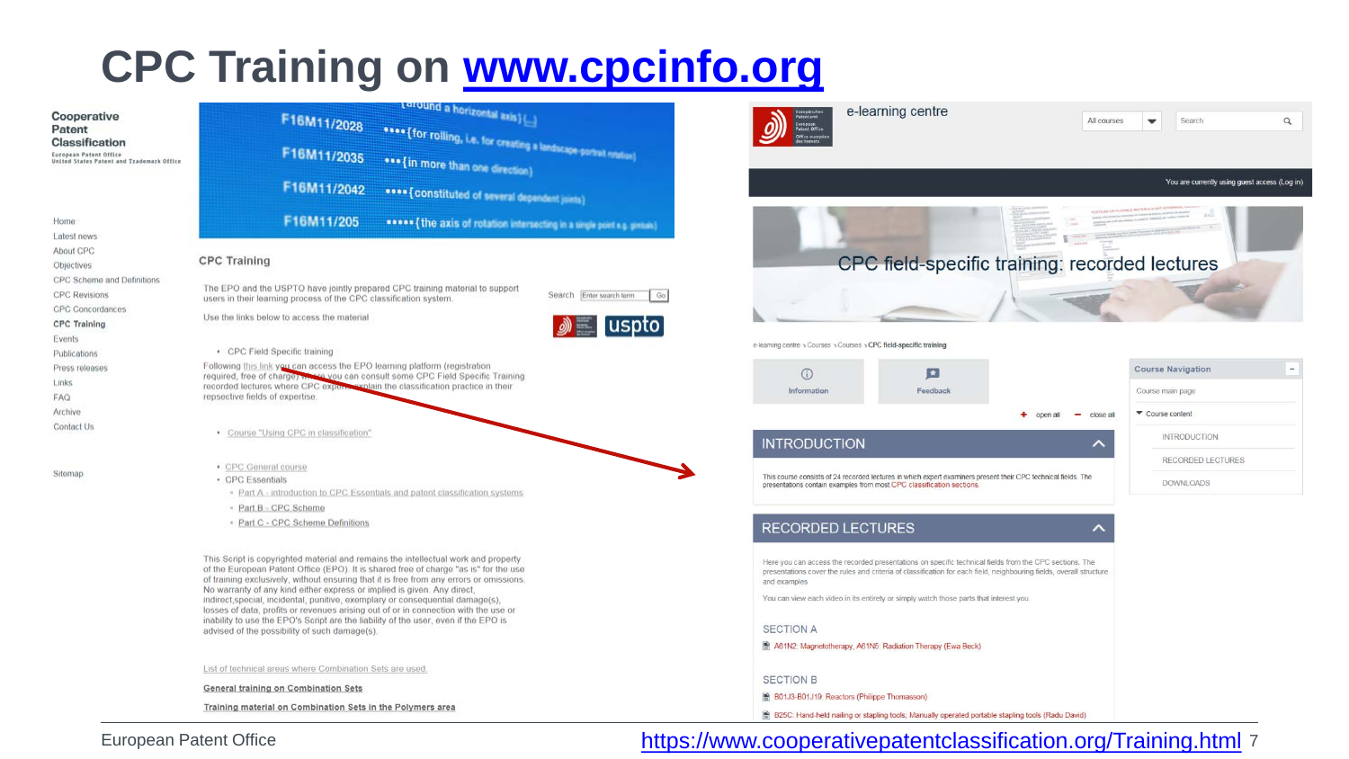# CPC Training on www.cpcinfo.org

**Cooperative Patent Classification**

European Patent Office
United States Patent and Trademark Office

- Home
- Latest news
- About CPC
- Objectives
- CPC Scheme and Definitions
- CPC Revisions
- CPC Concordances
- **CPC Training**
- Events
- Publications
- Press releases
- Links
- FAQ
- Archive
- Contact Us

Sitemap

F16M11/2028 ••••{for rolling, i.e. for creating a landscape-portrait rotation}
F16M11/2035 •••{in more than one direction}
F16M11/2042 ••••{constituted of several dependent joints}
F16M11/205 •••••{the axis of rotation intersecting in a single point e.g. gimbals}

## CPC Training

The EPO and the USPTO have jointly prepared CPC training material to support users in their learning process of the CPC classification system.

Use the links below to access the material

Search [Enter search term] Go

- CPC Field Specific training

Following this link you can access the EPO learning platform (registration required, free of charge) where you can consult some CPC Field Specific Training recorded lectures where CPC experts explain the classification practice in their respective fields of expertise.

- Course "Using CPC in classification"

- CPC General course
- CPC Essentials
  - Part A - introduction to CPC Essentials and patent classification systems
  - Part B - CPC Scheme
  - Part C - CPC Scheme Definitions

This Script is copyrighted material and remains the intellectual work and property of the European Patent Office (EPO). It is shared free of charge "as is" for the use of training exclusively, without ensuring that it is free from any errors or omissions. No warranty of any kind either express or implied is given. Any direct, indirect,special, incidental, punitive, exemplary or consequential damage(s), losses of data, profits or revenues arising out of or in connection with the use or inability to use the EPO's Script are the liability of the user, even if the EPO is advised of the possibility of such damage(s).

List of technical areas where Combination Sets are used.

**General training on Combination Sets**

**Training material on Combination Sets in the Polymers area**

---

e-learning centre

All courses | Search

You are currently using guest access (Log in)

CPC field-specific training: recorded lectures

e-learning centre › Courses › Courses › **CPC field-specific training**

Information | Feedback

open all | close all

**Course Navigation**
- Course main page
- Course content
  - INTRODUCTION
  - RECORDED LECTURES
  - DOWNLOADS

### INTRODUCTION

This course consists of 24 recorded lectures in which expert examiners present their CPC technical fields. The presentations contain examples from most CPC classification sections.

### RECORDED LECTURES

Here you can access the recorded presentations on specific technical fields from the CPC sections. The presentations cover the rules and criteria of classification for each field, neighbouring fields, overall structure and examples

You can view each video in its entirety or simply watch those parts that interest you.

SECTION A

A61N2: Magnetotherapy, A61N5: Radiation Therapy (Ewa Beck)

SECTION B

B01J3-B01J19: Reactors (Philippe Thomasson)

B25C: Hand-held nailing or stapling tools; Manually operated portable stapling tools (Radu David)

European Patent Office https://www.cooperativepatentclassification.org/Training.html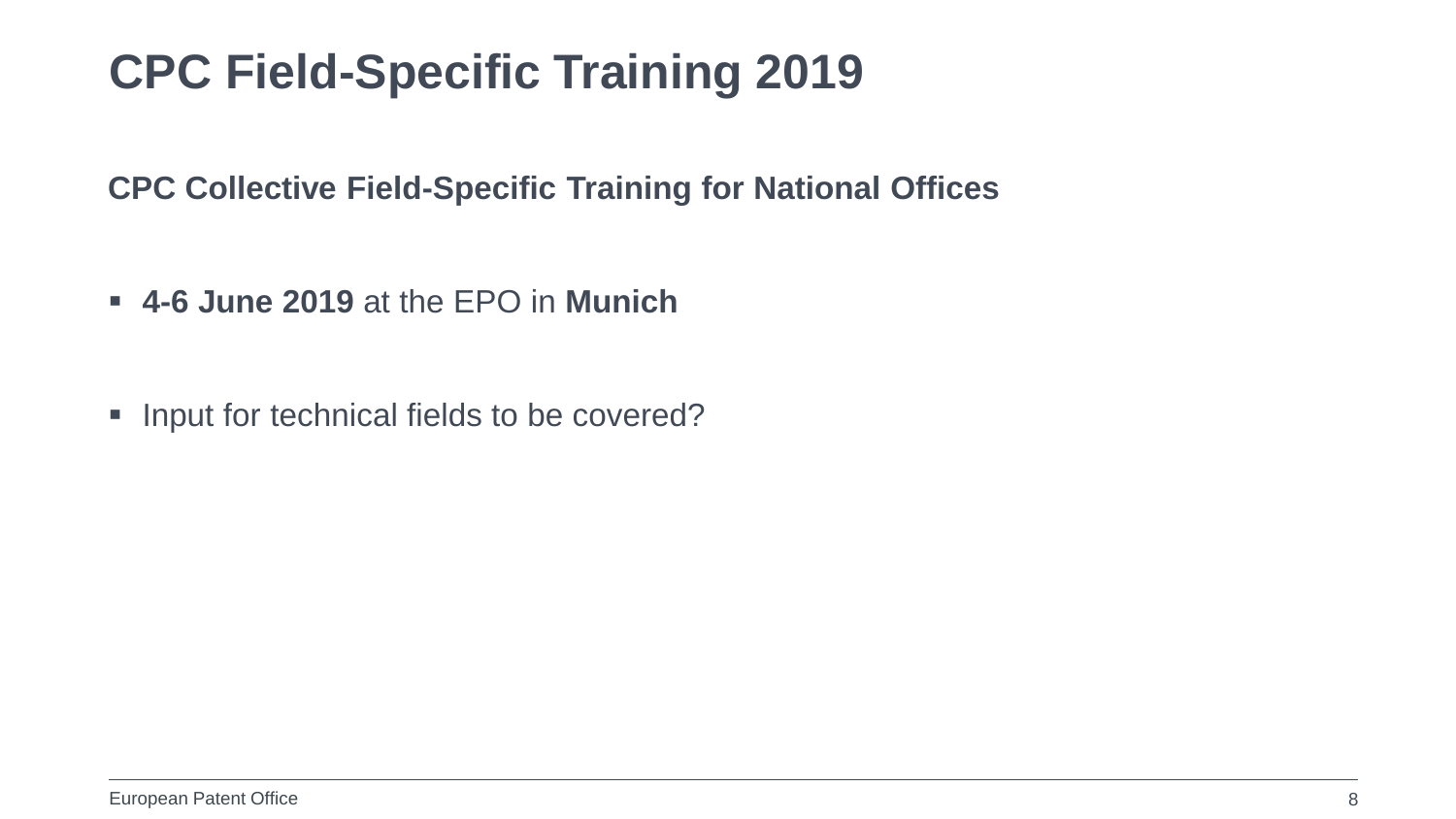# CPC Field-Specific Training 2019

## CPC Collective Field-Specific Training for National Offices

- **4-6 June 2019** at the EPO in **Munich**

- Input for technical fields to be covered?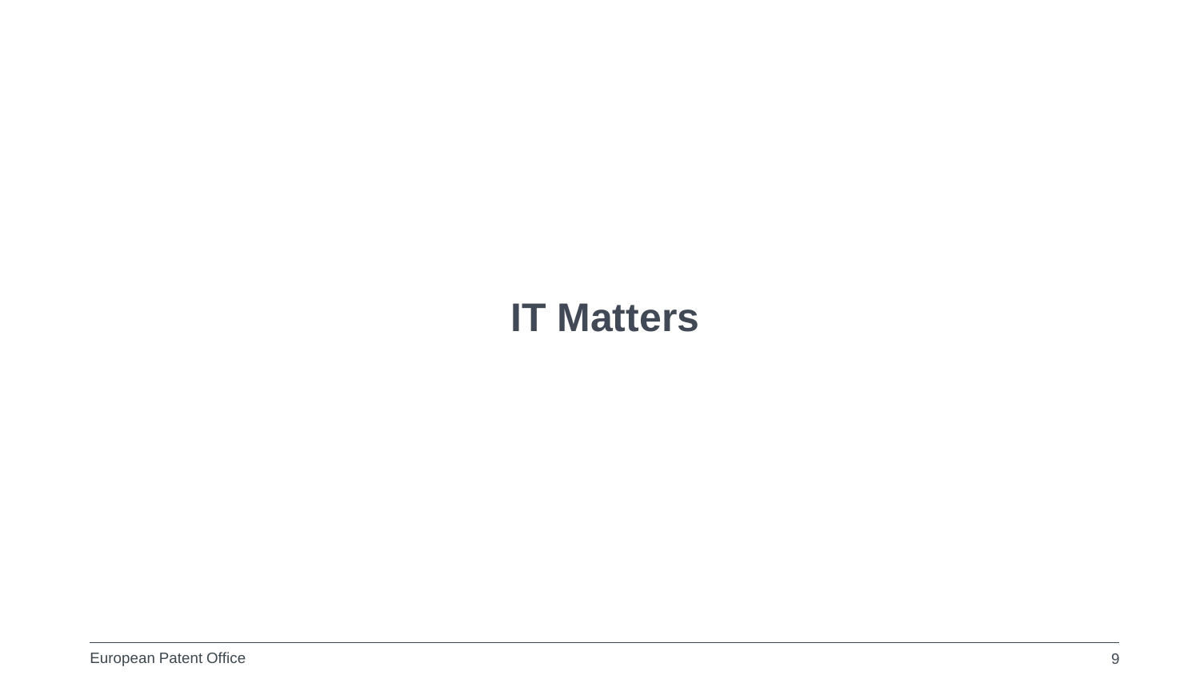# IT Matters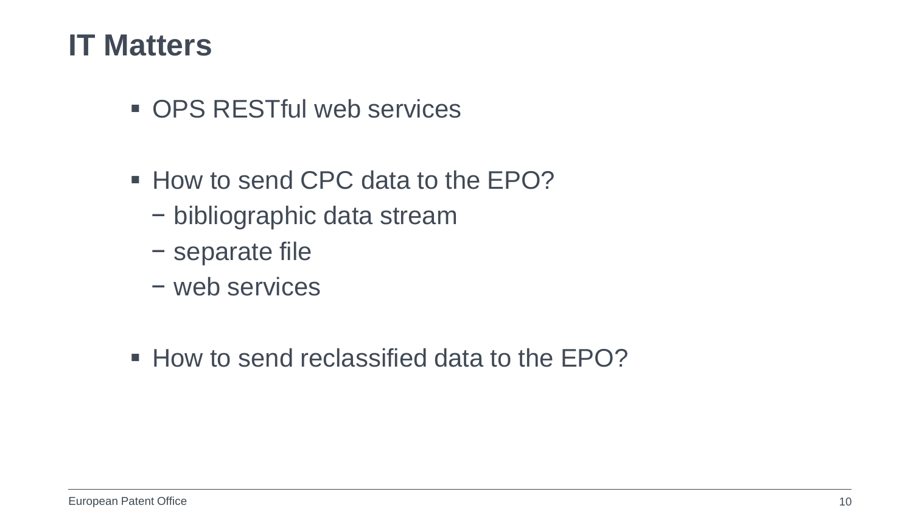# IT Matters

- OPS RESTful web services

- How to send CPC data to the EPO?
  - bibliographic data stream
  - separate file
  - web services

- How to send reclassified data to the EPO?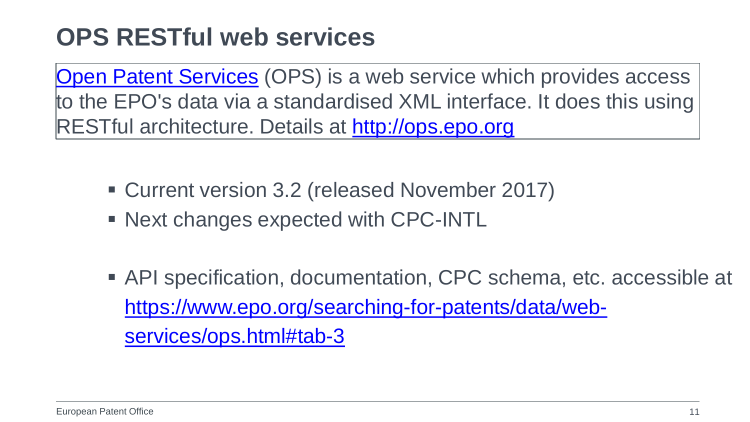# OPS RESTful web services

Open Patent Services (OPS) is a web service which provides access to the EPO's data via a standardised XML interface. It does this using RESTful architecture. Details at http://ops.epo.org

- Current version 3.2 (released November 2017)
- Next changes expected with CPC-INTL

- API specification, documentation, CPC schema, etc. accessible at https://www.epo.org/searching-for-patents/data/web-services/ops.html#tab-3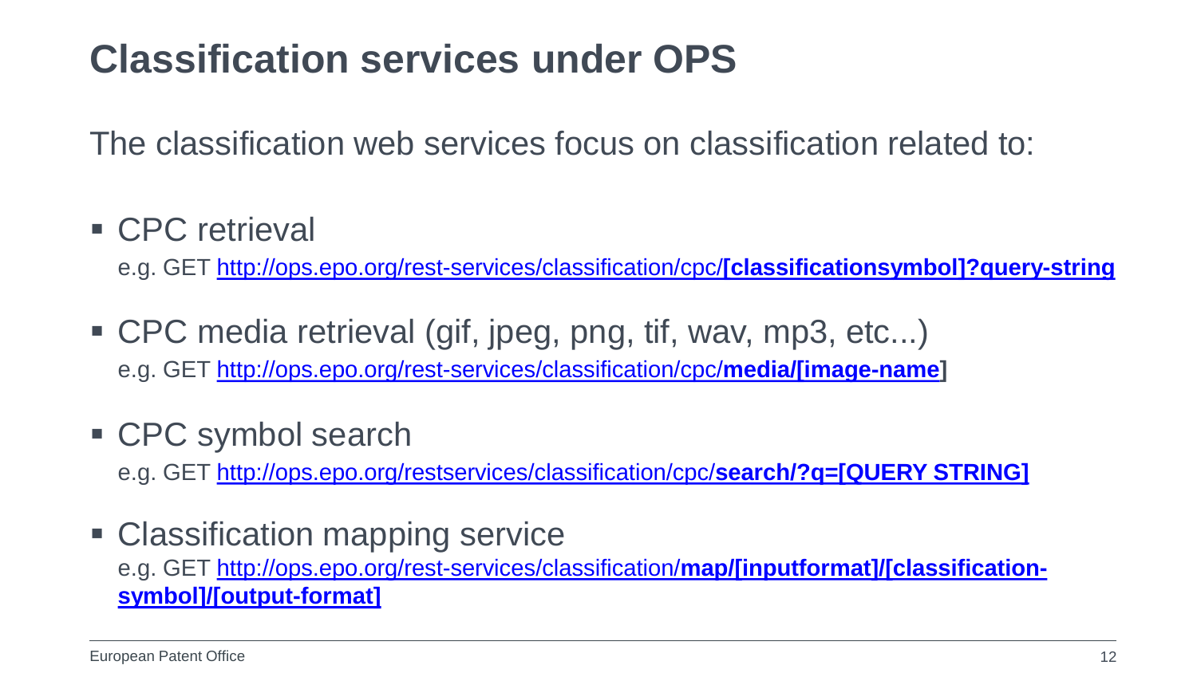# Classification services under OPS

The classification web services focus on classification related to:

- CPC retrieval
  e.g. GET http://ops.epo.org/rest-services/classification/cpc/**[classificationsymbol]?query-string**
- CPC media retrieval (gif, jpeg, png, tif, wav, mp3, etc...)
  e.g. GET http://ops.epo.org/rest-services/classification/cpc/**media/[image-name]**
- CPC symbol search
  e.g. GET http://ops.epo.org/restservices/classification/cpc/**search/?q=[QUERY STRING]**
- Classification mapping service
  e.g. GET http://ops.epo.org/rest-services/classification/**map/[inputformat]/[classification-symbol]/[output-format]**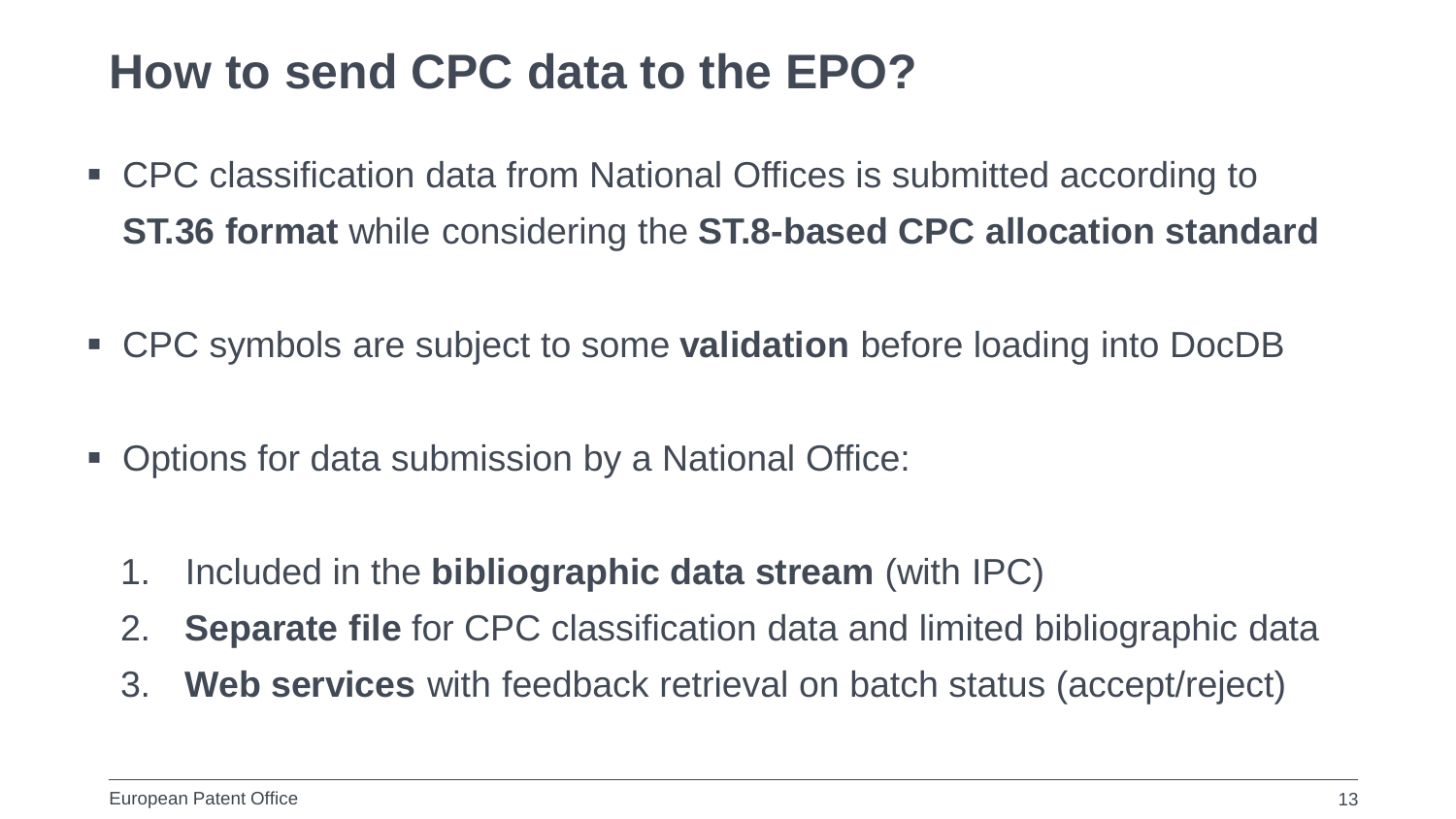# How to send CPC data to the EPO?

- CPC classification data from National Offices is submitted according to **ST.36 format** while considering the **ST.8-based CPC allocation standard**

- CPC symbols are subject to some **validation** before loading into DocDB

- Options for data submission by a National Office:

  1. Included in the **bibliographic data stream** (with IPC)
  2. **Separate file** for CPC classification data and limited bibliographic data
  3. **Web services** with feedback retrieval on batch status (accept/reject)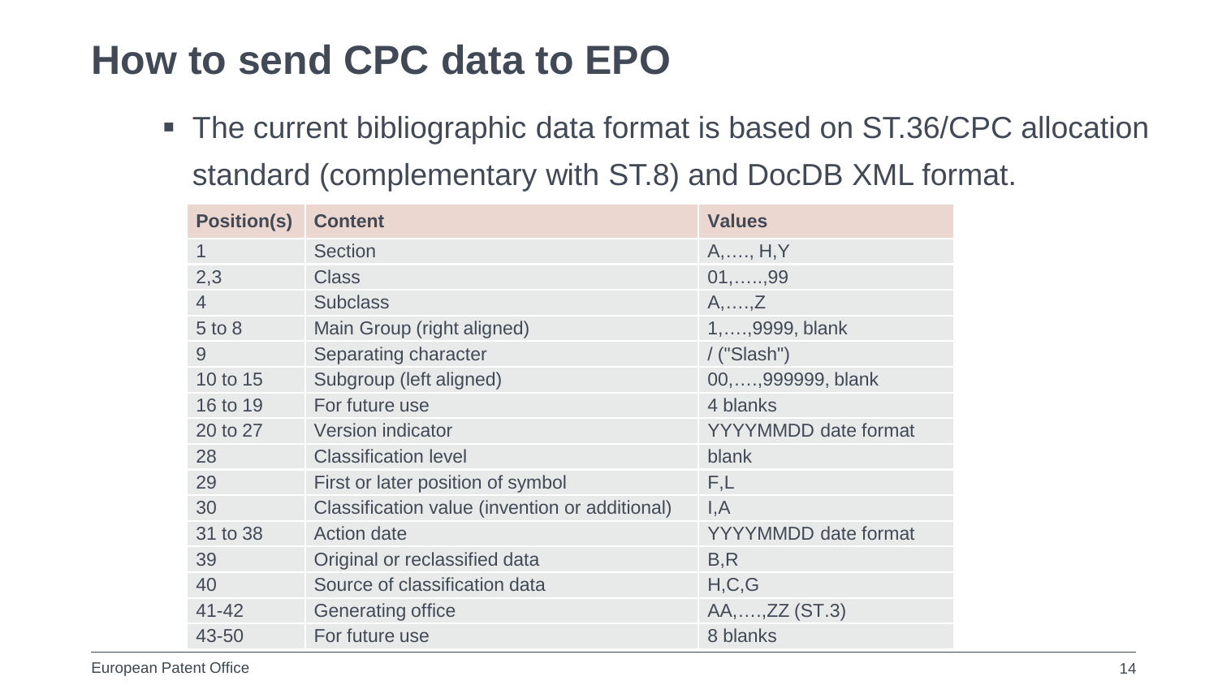# How to send CPC data to EPO

- The current bibliographic data format is based on ST.36/CPC allocation standard (complementary with ST.8) and DocDB XML format.

| Position(s) | Content | Values |
|---|---|---|
| 1 | Section | A,…., H,Y |
| 2,3 | Class | 01,…..,99 |
| 4 | Subclass | A,….,Z |
| 5 to 8 | Main Group (right aligned) | 1,….,9999, blank |
| 9 | Separating character | / ("Slash") |
| 10 to 15 | Subgroup (left aligned) | 00,….,999999, blank |
| 16 to 19 | For future use | 4 blanks |
| 20 to 27 | Version indicator | YYYYMMDD date format |
| 28 | Classification level | blank |
| 29 | First or later position of symbol | F,L |
| 30 | Classification value (invention or additional) | I,A |
| 31 to 38 | Action date | YYYYMMDD date format |
| 39 | Original or reclassified data | B,R |
| 40 | Source of classification data | H,C,G |
| 41-42 | Generating office | AA,….,ZZ (ST.3) |
| 43-50 | For future use | 8 blanks |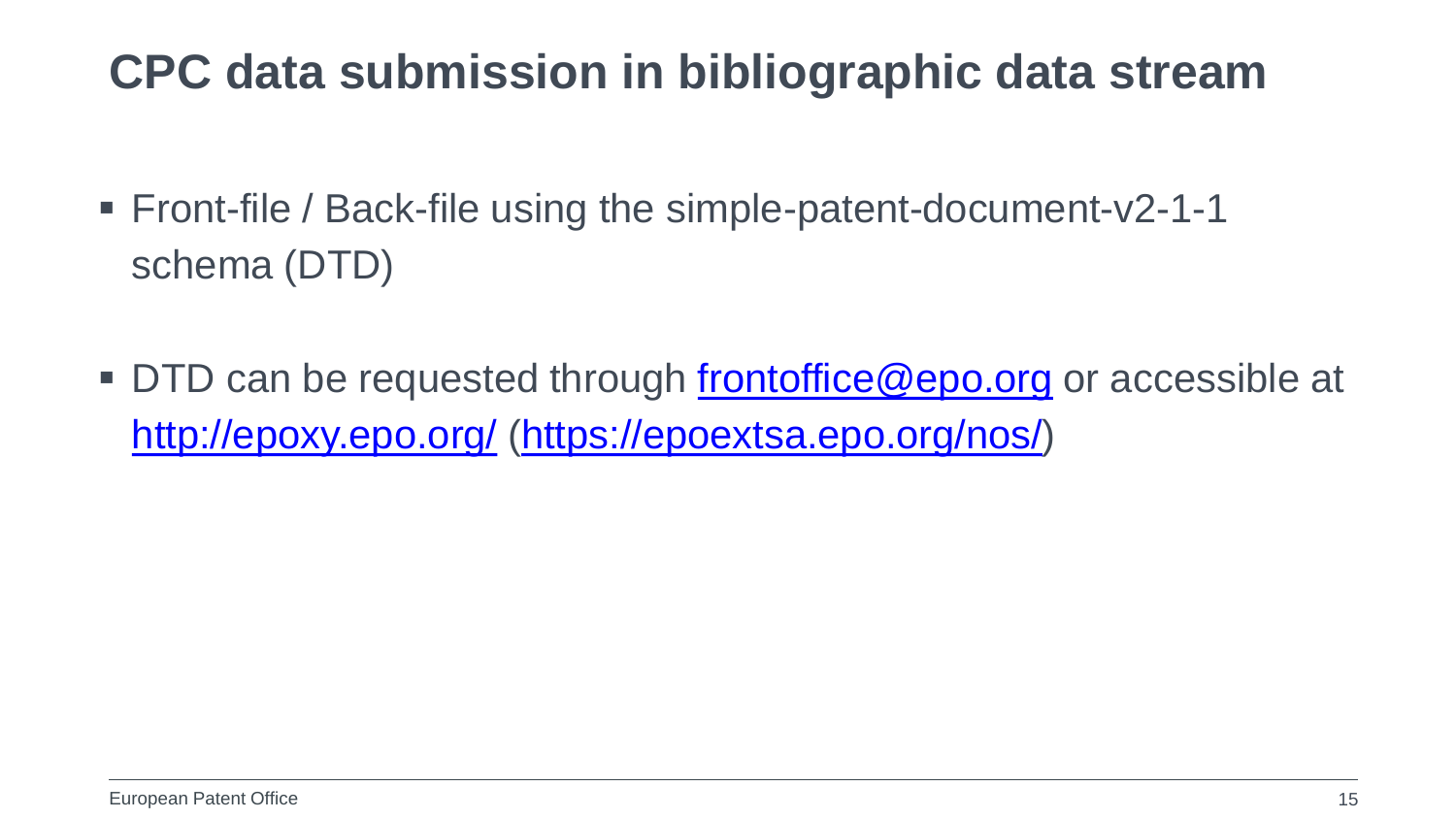# CPC data submission in bibliographic data stream

- Front-file / Back-file using the simple-patent-document-v2-1-1 schema (DTD)
- DTD can be requested through [frontoffice@epo.org](mailto:frontoffice@epo.org) or accessible at [http://epoxy.epo.org/](http://epoxy.epo.org/) ([https://epoextsa.epo.org/nos/](https://epoextsa.epo.org/nos/))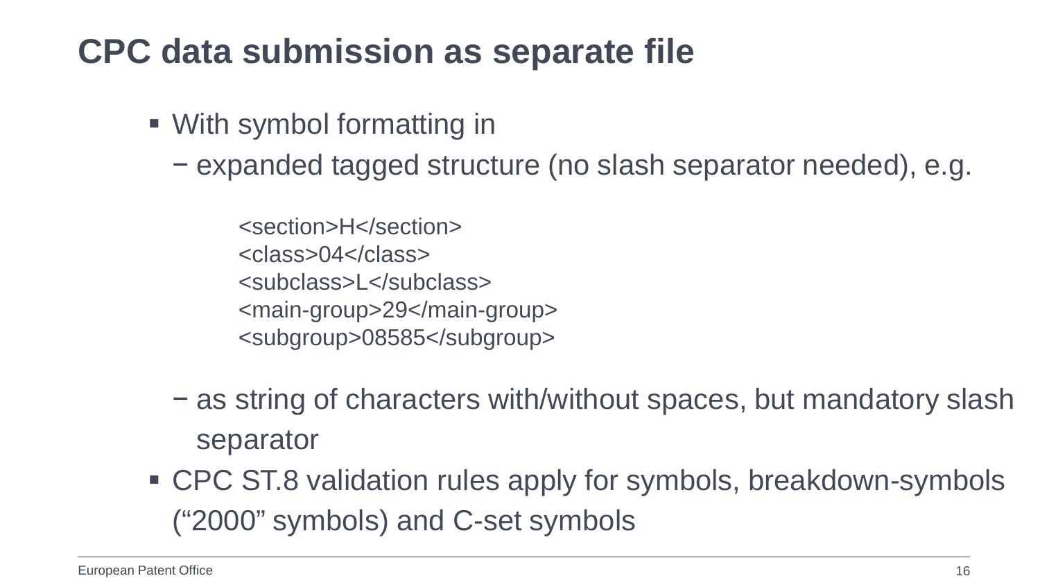# CPC data submission as separate file

- With symbol formatting in
  - expanded tagged structure (no slash separator needed), e.g.

```
<section>H</section>
<class>04</class>
<subclass>L</subclass>
<main-group>29</main-group>
<subgroup>08585</subgroup>
```

  - as string of characters with/without spaces, but mandatory slash separator
- CPC ST.8 validation rules apply for symbols, breakdown-symbols ("2000" symbols) and C-set symbols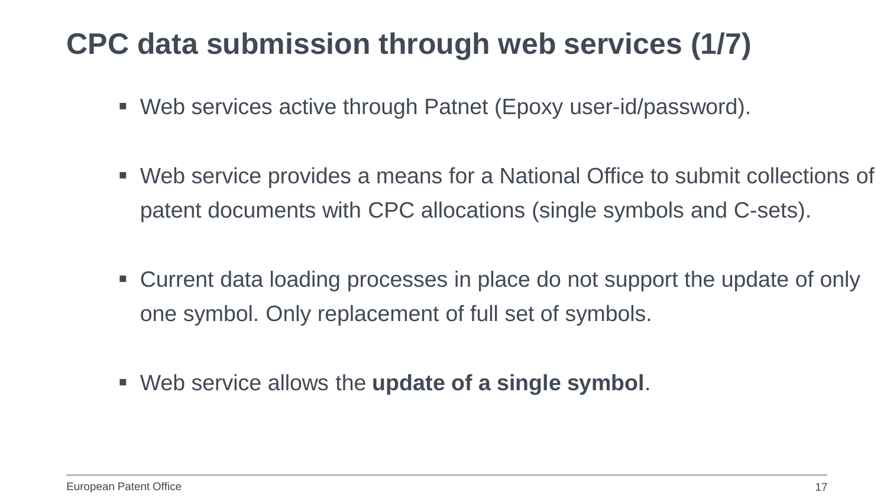# CPC data submission through web services (1/7)

- Web services active through Patnet (Epoxy user-id/password).

- Web service provides a means for a National Office to submit collections of patent documents with CPC allocations (single symbols and C-sets).

- Current data loading processes in place do not support the update of only one symbol. Only replacement of full set of symbols.

- Web service allows the **update of a single symbol**.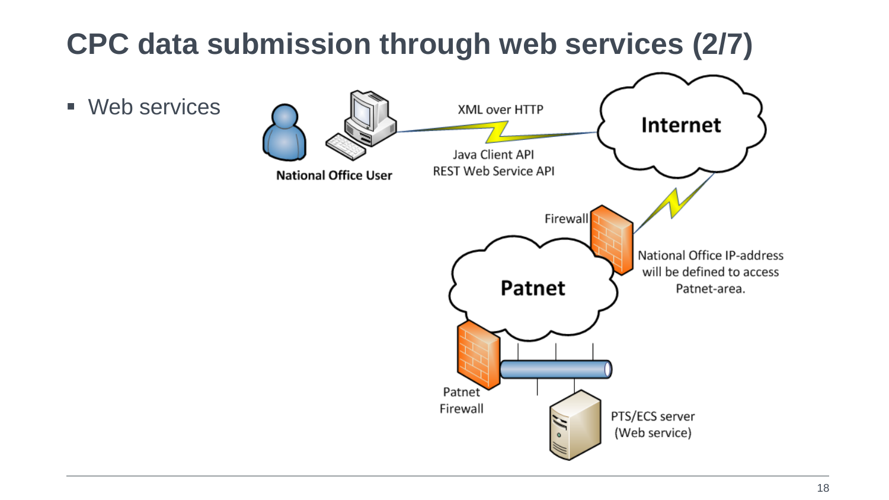# CPC data submission through web services (2/7)

- Web services

National Office User

XML over HTTP

Java Client API
REST Web Service API

Internet

Firewall

National Office IP-address will be defined to access Patnet-area.

Patnet

Patnet Firewall

PTS/ECS server (Web service)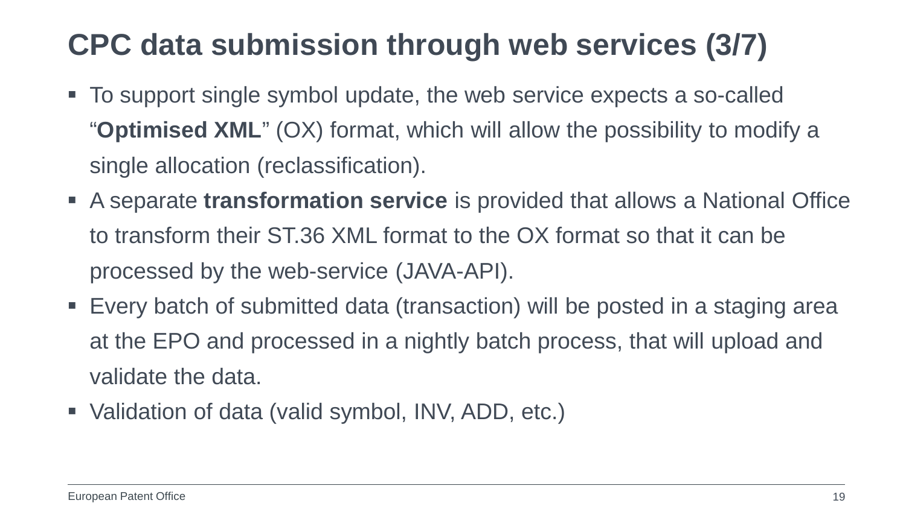# CPC data submission through web services (3/7)

- To support single symbol update, the web service expects a so-called “**Optimised XML**” (OX) format, which will allow the possibility to modify a single allocation (reclassification).
- A separate **transformation service** is provided that allows a National Office to transform their ST.36 XML format to the OX format so that it can be processed by the web-service (JAVA-API).
- Every batch of submitted data (transaction) will be posted in a staging area at the EPO and processed in a nightly batch process, that will upload and validate the data.
- Validation of data (valid symbol, INV, ADD, etc.)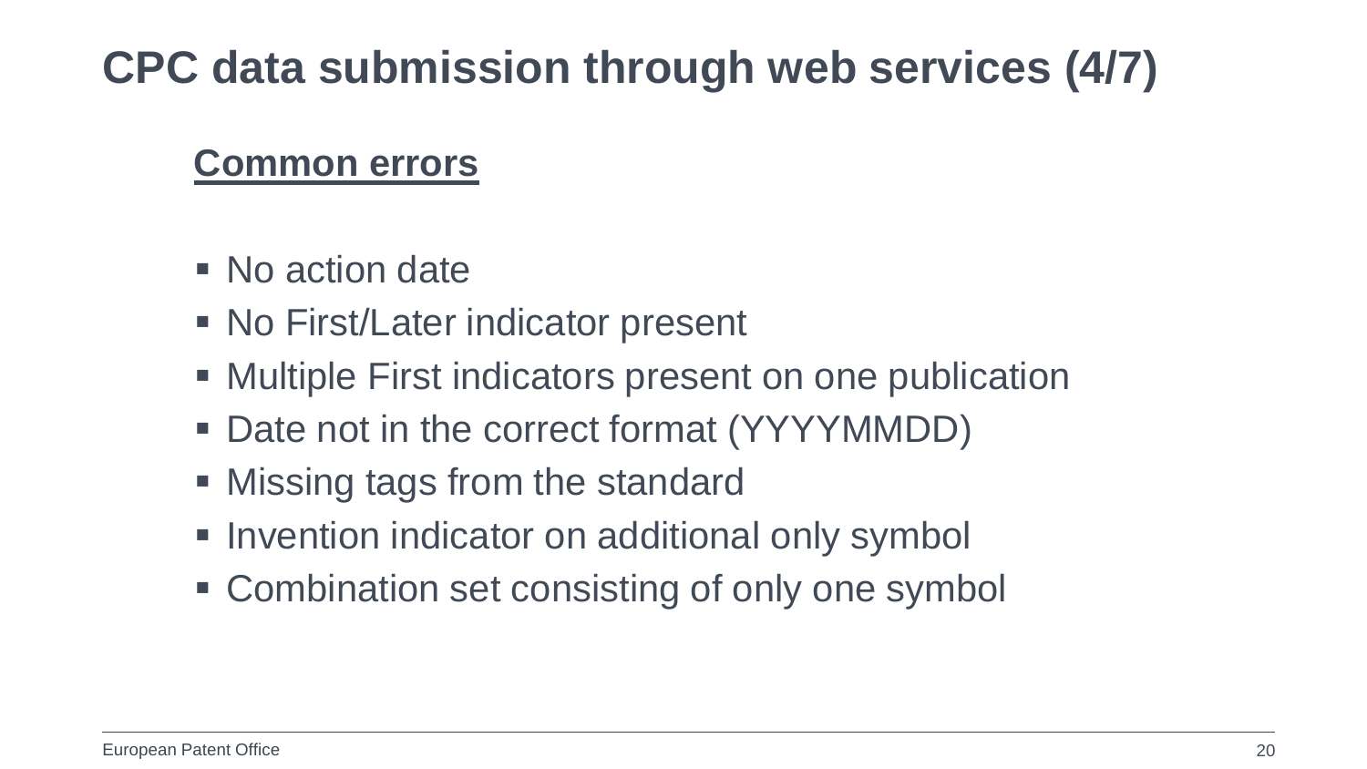# CPC data submission through web services (4/7)

## Common errors

- No action date
- No First/Later indicator present
- Multiple First indicators present on one publication
- Date not in the correct format (YYYYMMDD)
- Missing tags from the standard
- Invention indicator on additional only symbol
- Combination set consisting of only one symbol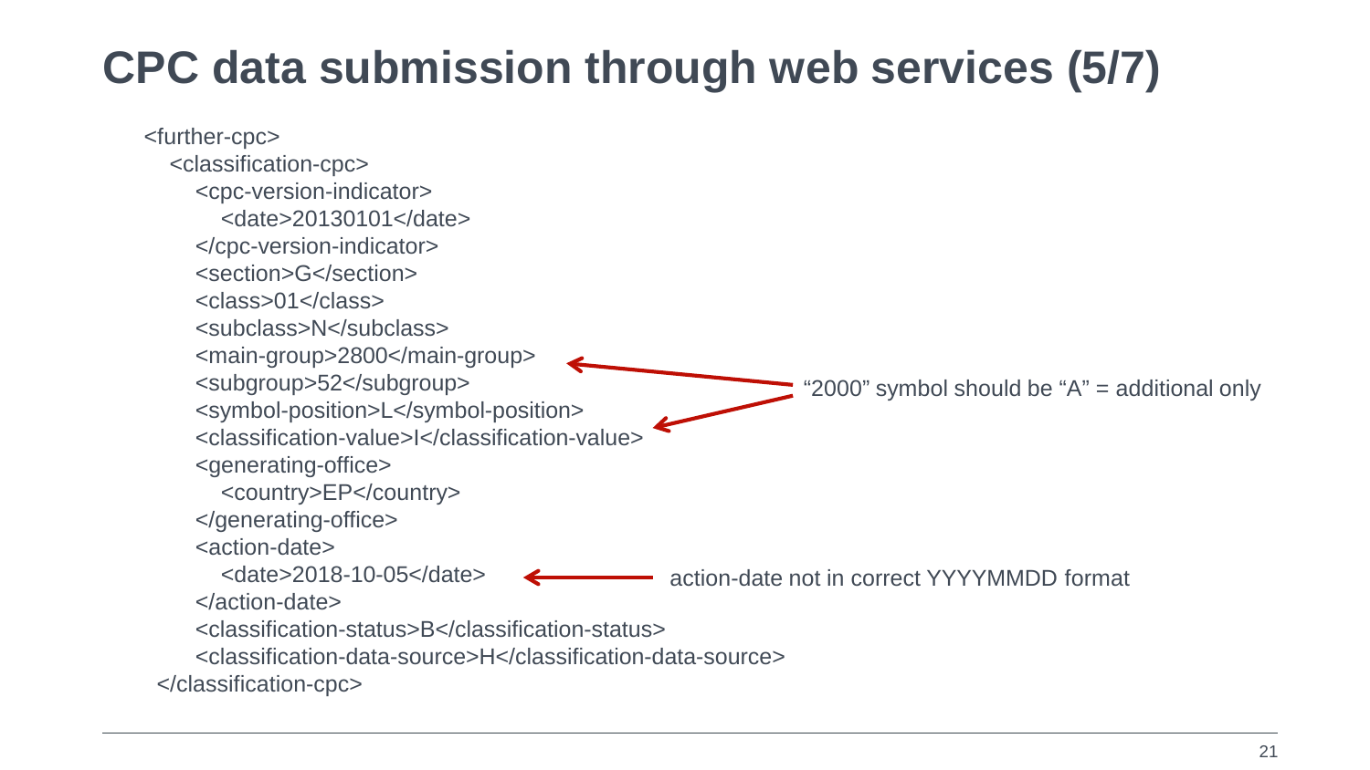# CPC data submission through web services (5/7)

```
<further-cpc>
  <classification-cpc>
    <cpc-version-indicator>
      <date>20130101</date>
    </cpc-version-indicator>
    <section>G</section>
    <class>01</class>
    <subclass>N</subclass>
    <main-group>2800</main-group>
    <subgroup>52</subgroup>
    <symbol-position>L</symbol-position>
    <classification-value>I</classification-value>
    <generating-office>
      <country>EP</country>
    </generating-office>
    <action-date>
      <date>2018-10-05</date>
    </action-date>
    <classification-status>B</classification-status>
    <classification-data-source>H</classification-data-source>
  </classification-cpc>
```

- "2000" symbol should be "A" = additional only (annotating `<main-group>2800</main-group>` and `<classification-value>I</classification-value>`)
- action-date not in correct YYYYMMDD format (annotating `<date>2018-10-05</date>`)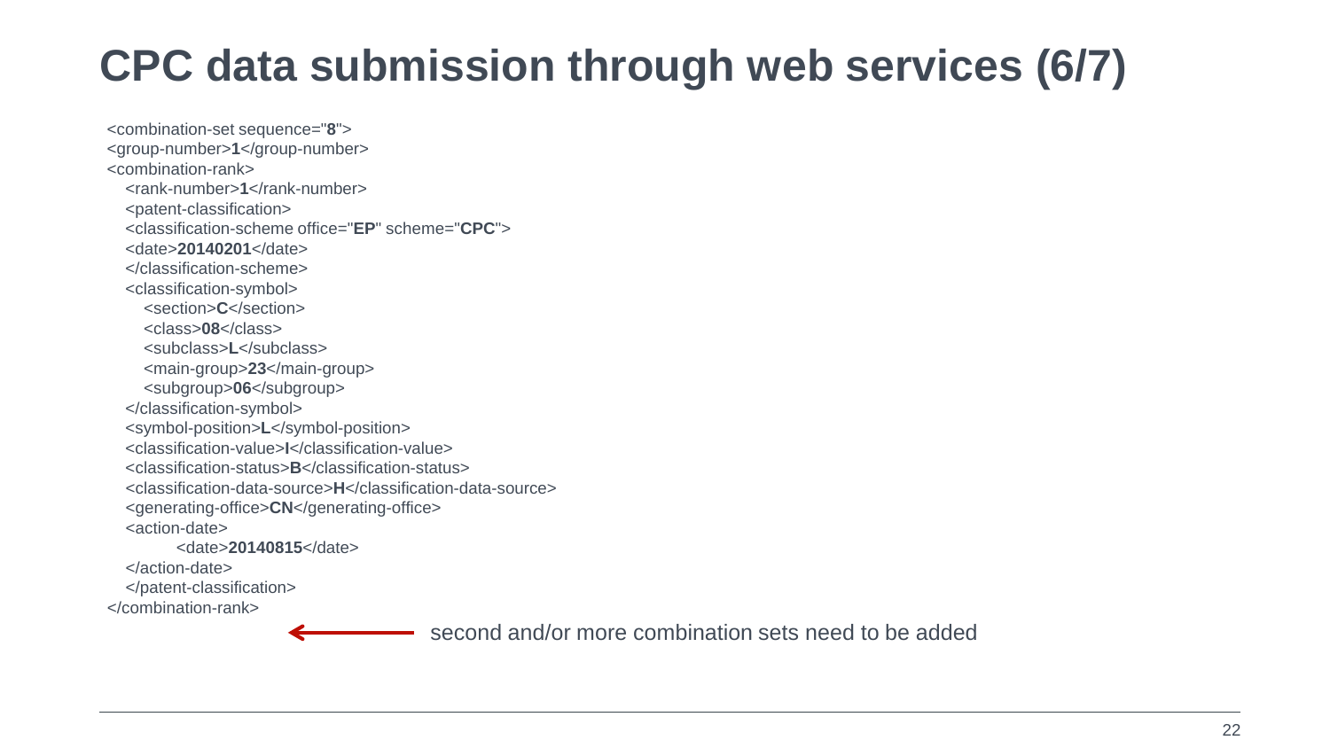# CPC data submission through web services (6/7)

```
<combination-set sequence="8">
<group-number>1</group-number>
<combination-rank>
   <rank-number>1</rank-number>
   <patent-classification>
   <classification-scheme office="EP" scheme="CPC">
   <date>20140201</date>
   </classification-scheme>
   <classification-symbol>
      <section>C</section>
      <class>08</class>
      <subclass>L</subclass>
      <main-group>23</main-group>
      <subgroup>06</subgroup>
   </classification-symbol>
   <symbol-position>L</symbol-position>
   <classification-value>I</classification-value>
   <classification-status>B</classification-status>
   <classification-data-source>H</classification-data-source>
   <generating-office>CN</generating-office>
   <action-date>
         <date>20140815</date>
   </action-date>
   </patent-classification>
</combination-rank>
```

← second and/or more combination sets need to be added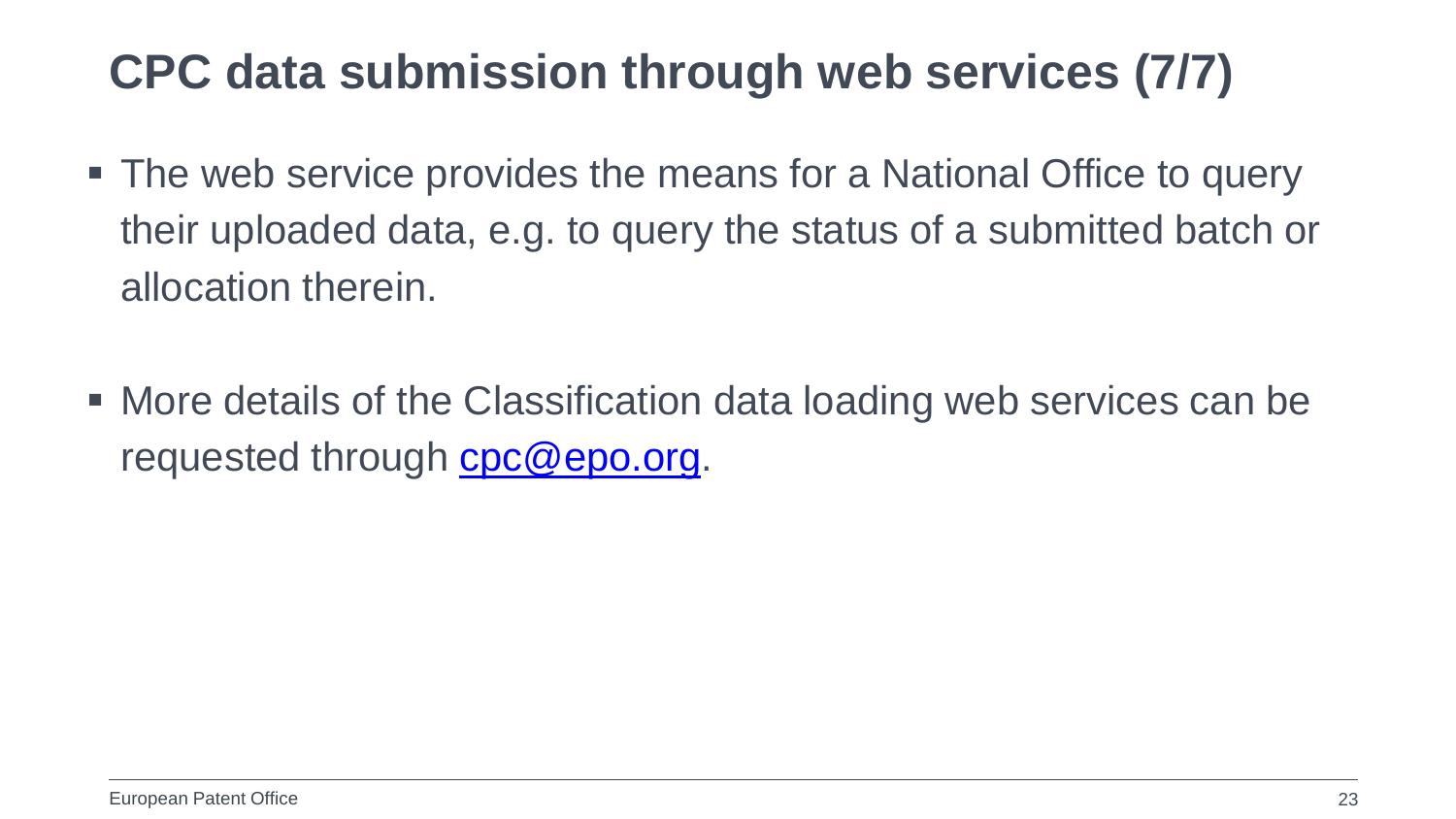# CPC data submission through web services (7/7)

- The web service provides the means for a National Office to query their uploaded data, e.g. to query the status of a submitted batch or allocation therein.

- More details of the Classification data loading web services can be requested through [cpc@epo.org](mailto:cpc@epo.org).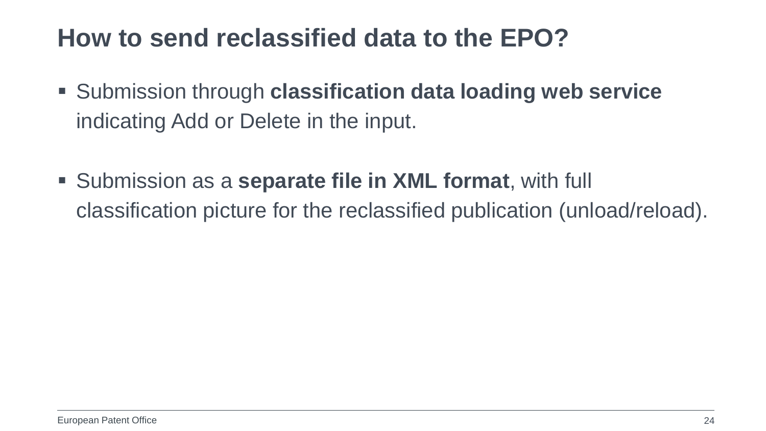# How to send reclassified data to the EPO?

- Submission through **classification data loading web service** indicating Add or Delete in the input.

- Submission as a **separate file in XML format**, with full classification picture for the reclassified publication (unload/reload).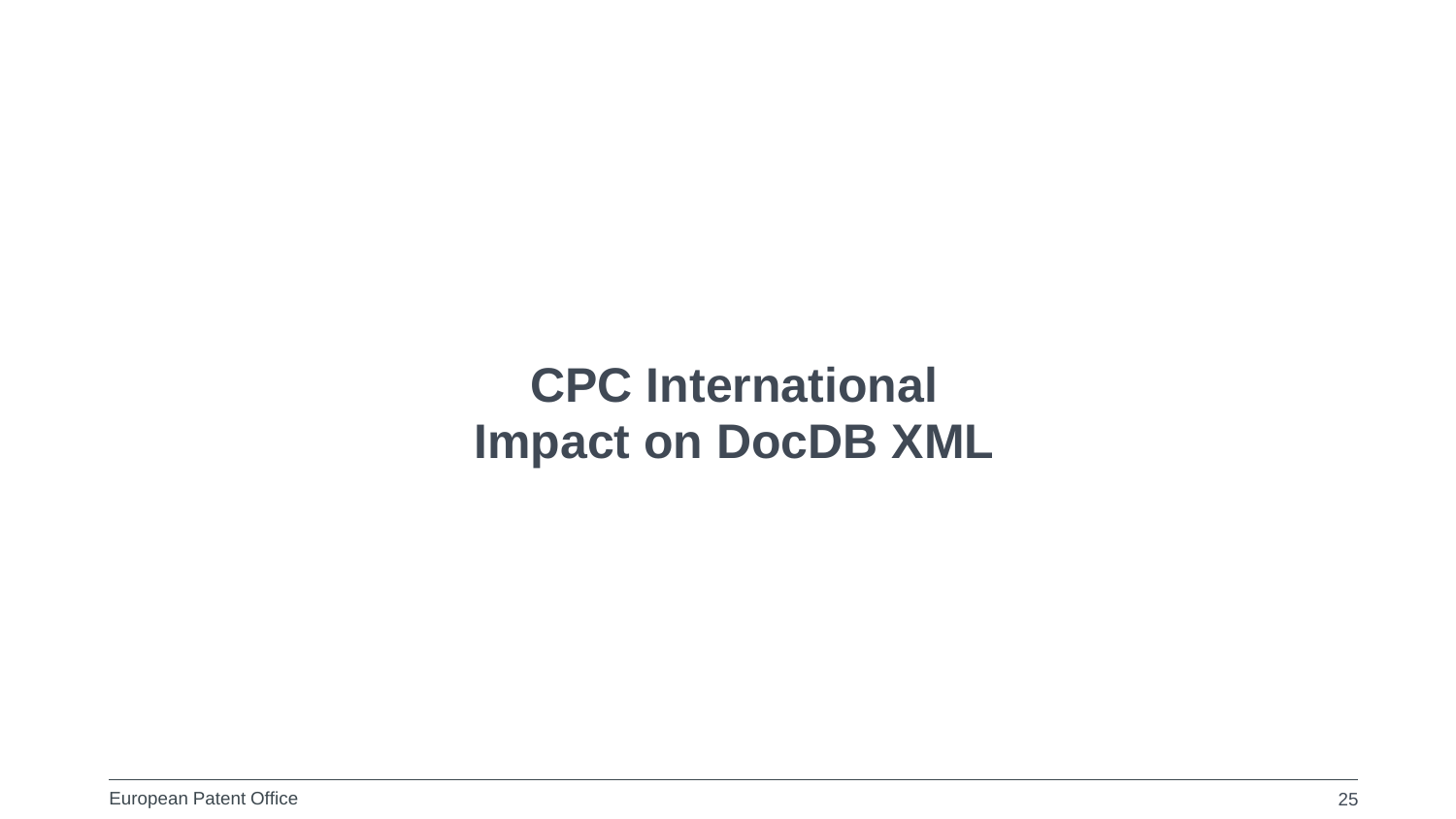# CPC International
# Impact on DocDB XML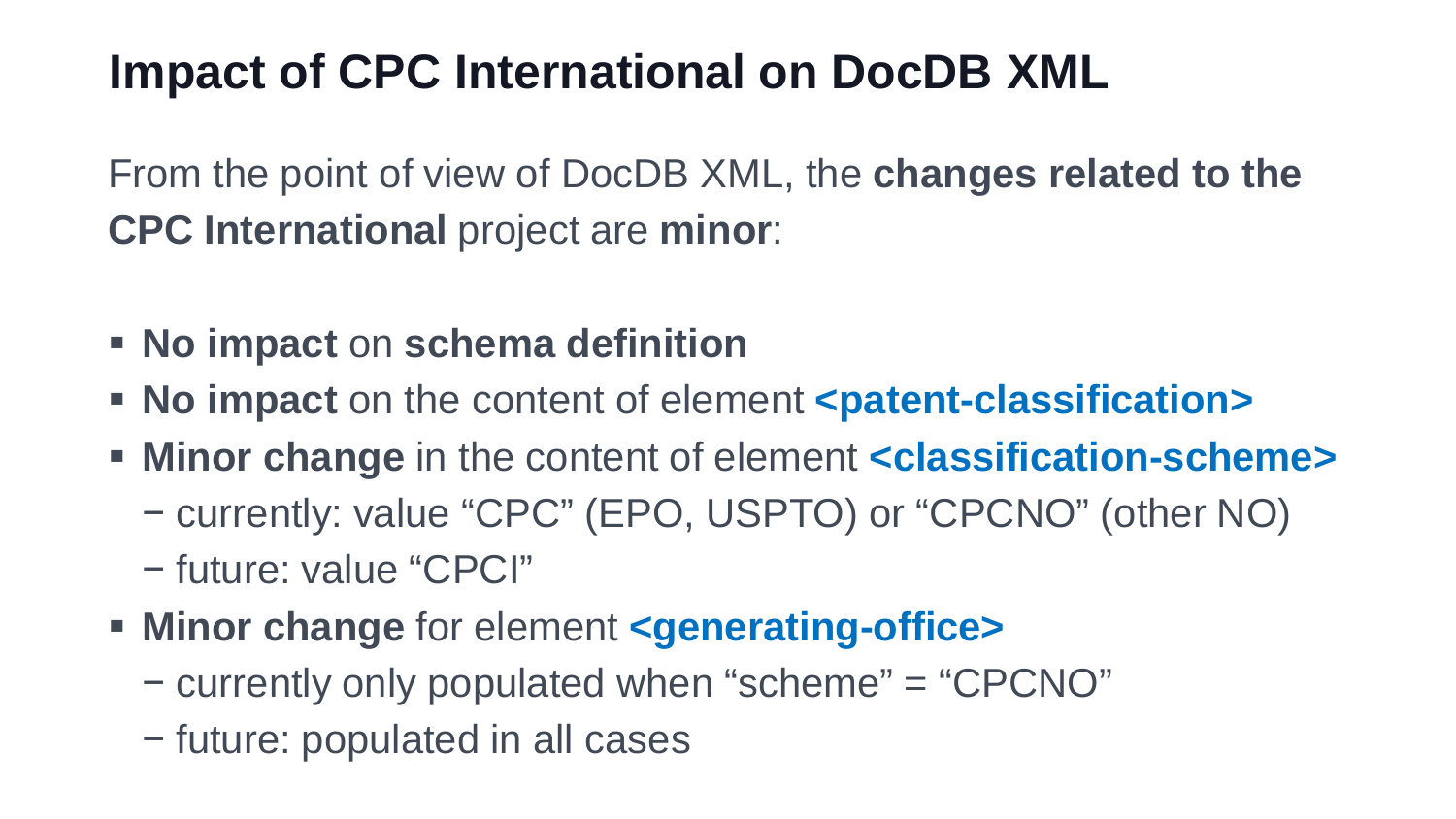# Impact of CPC International on DocDB XML

From the point of view of DocDB XML, the **changes related to the CPC International** project are **minor**:

- **No impact** on **schema definition**
- **No impact** on the content of element **<patent-classification>**
- **Minor change** in the content of element **<classification-scheme>**
  - currently: value “CPC” (EPO, USPTO) or “CPCNO” (other NO)
  - future: value “CPCI”
- **Minor change** for element **<generating-office>**
  - currently only populated when “scheme” = “CPCNO”
  - future: populated in all cases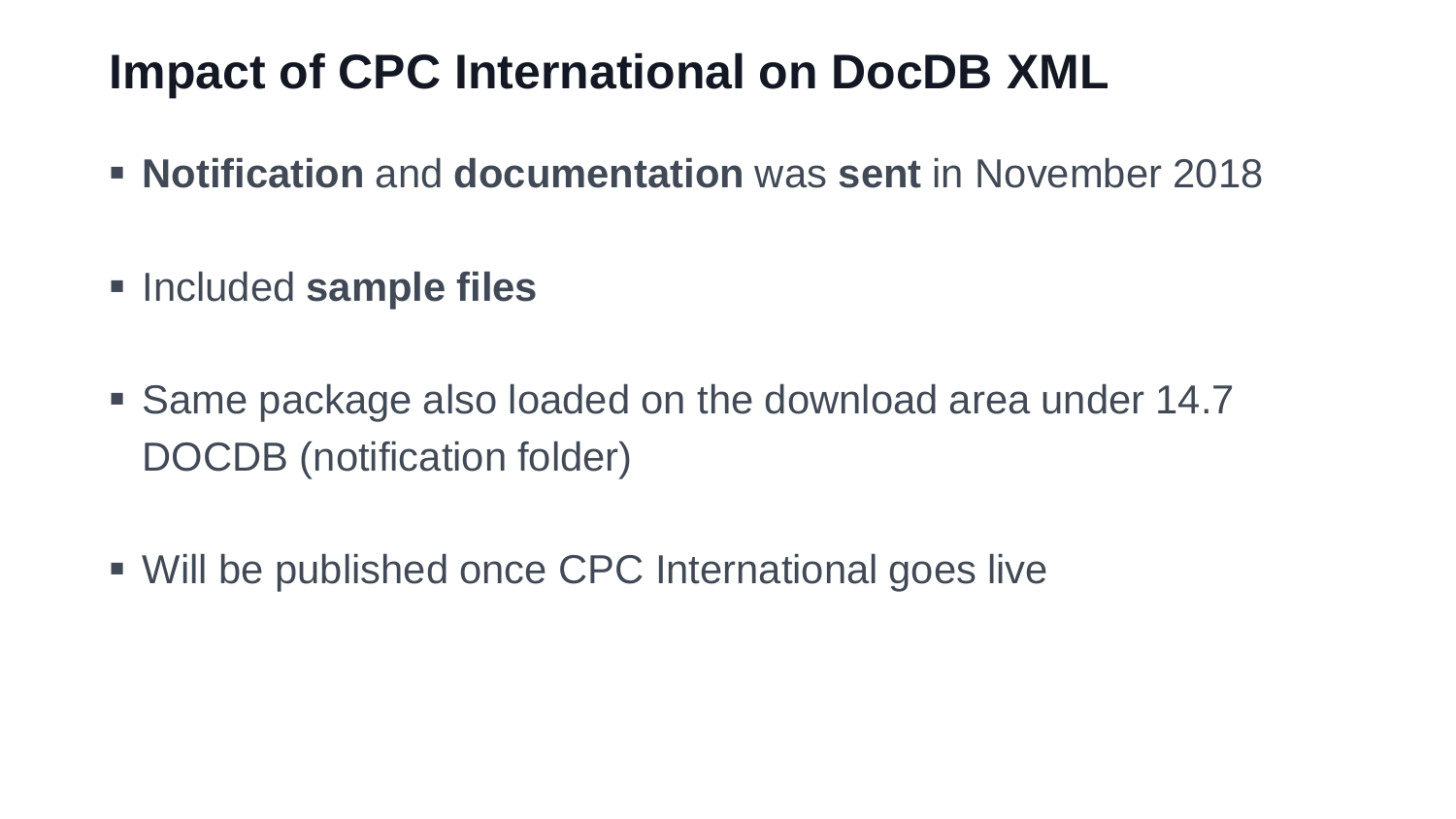# Impact of CPC International on DocDB XML

- **Notification** and **documentation** was **sent** in November 2018
- Included **sample files**
- Same package also loaded on the download area under 14.7 DOCDB (notification folder)
- Will be published once CPC International goes live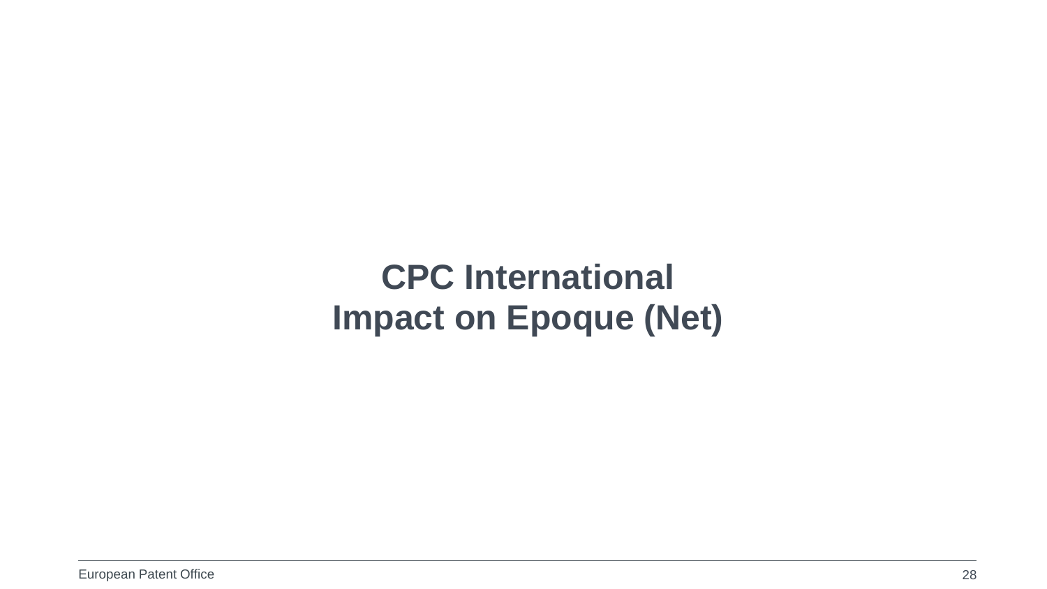# CPC International
# Impact on Epoque (Net)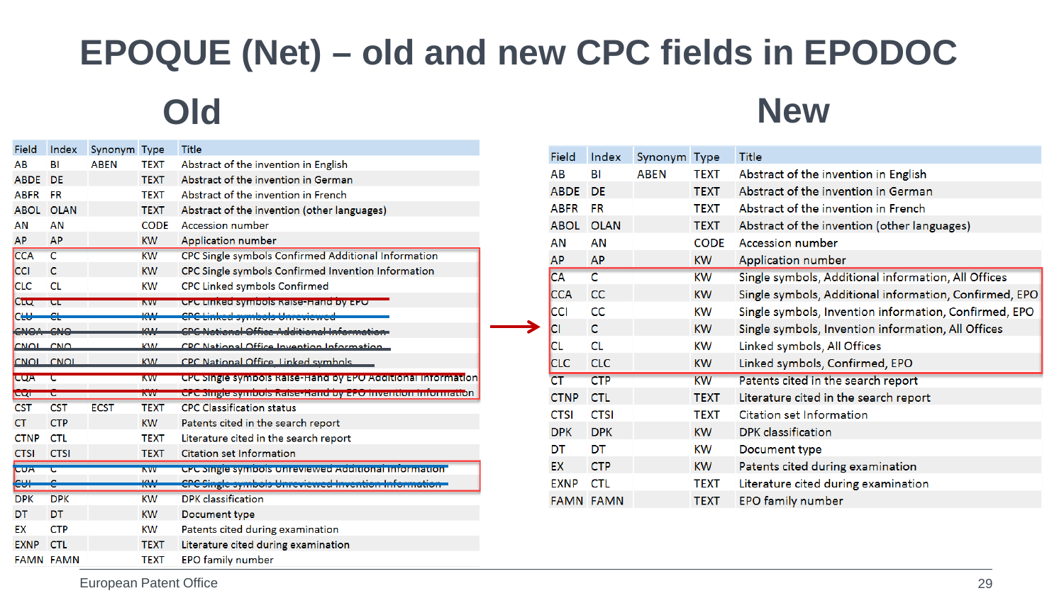# EPOQUE (Net) – old and new CPC fields in EPODOC

## Old

| Field | Index | Synonym | Type | Title |
|---|---|---|---|---|
| AB | BI | ABEN | TEXT | Abstract of the invention in English |
| ABDE | DE | | TEXT | Abstract of the invention in German |
| ABFR | FR | | TEXT | Abstract of the invention in French |
| ABOL | OLAN | | TEXT | Abstract of the invention (other languages) |
| AN | AN | | CODE | Accession number |
| AP | AP | | KW | Application number |
| CCA | C | | KW | CPC Single symbols Confirmed Additional Information |
| CCI | C | | KW | CPC Single symbols Confirmed Invention Information |
| CLC | CL | | KW | CPC Linked symbols Confirmed |
| ~~CLQ~~ | ~~CL~~ | | ~~KW~~ | ~~CPC Linked symbols Raise-Hand by EPO~~ |
| ~~CLU~~ | ~~CL~~ | | ~~KW~~ | ~~CPC Linked symbols Unreviewed~~ |
| ~~CNOA~~ | ~~CNO~~ | | ~~KW~~ | ~~CPC National Office Additional Information~~ |
| ~~CNOI~~ | ~~CNO~~ | | ~~KW~~ | ~~CPC National Office Invention Information~~ |
| ~~CNOL~~ | ~~CNOL~~ | | ~~KW~~ | ~~CPC National Office, Linked symbols~~ |
| ~~CQA~~ | ~~C~~ | | ~~KW~~ | ~~CPC Single symbols Raise-Hand by EPO Additional Information~~ |
| ~~CQI~~ | ~~C~~ | | ~~KW~~ | ~~CPC Single symbols Raise-Hand by EPO Invention Information~~ |
| CST | CST | ECST | TEXT | CPC Classification status |
| CT | CTP | | KW | Patents cited in the search report |
| CTNP | CTL | | TEXT | Literature cited in the search report |
| CTSI | CTSI | | TEXT | Citation set Information |
| ~~CUA~~ | ~~C~~ | | ~~KW~~ | ~~CPC Single symbols Unreviewed Additional Information~~ |
| ~~CUI~~ | ~~C~~ | | ~~KW~~ | ~~CPC Single symbols Unreviewed Invention Information~~ |
| DPK | DPK | | KW | DPK classification |
| DT | DT | | KW | Document type |
| EX | CTP | | KW | Patents cited during examination |
| EXNP | CTL | | TEXT | Literature cited during examination |
| FAMN | FAMN | | TEXT | EPO family number |

## New

| Field | Index | Synonym | Type | Title |
|---|---|---|---|---|
| AB | BI | ABEN | TEXT | Abstract of the invention in English |
| ABDE | DE | | TEXT | Abstract of the invention in German |
| ABFR | FR | | TEXT | Abstract of the invention in French |
| ABOL | OLAN | | TEXT | Abstract of the invention (other languages) |
| AN | AN | | CODE | Accession number |
| AP | AP | | KW | Application number |
| CA | C | | KW | Single symbols, Additional information, All Offices |
| CCA | CC | | KW | Single symbols, Additional information, Confirmed, EPO |
| CCI | CC | | KW | Single symbols, Invention information, Confirmed, EPO |
| CI | C | | KW | Single symbols, Invention information, All Offices |
| CL | CL | | KW | Linked symbols, All Offices |
| CLC | CLC | | KW | Linked symbols, Confirmed, EPO |
| CT | CTP | | KW | Patents cited in the search report |
| CTNP | CTL | | TEXT | Literature cited in the search report |
| CTSI | CTSI | | TEXT | Citation set Information |
| DPK | DPK | | KW | DPK classification |
| DT | DT | | KW | Document type |
| EX | CTP | | KW | Patents cited during examination |
| EXNP | CTL | | TEXT | Literature cited during examination |
| FAMN | FAMN | | TEXT | EPO family number |

European Patent Office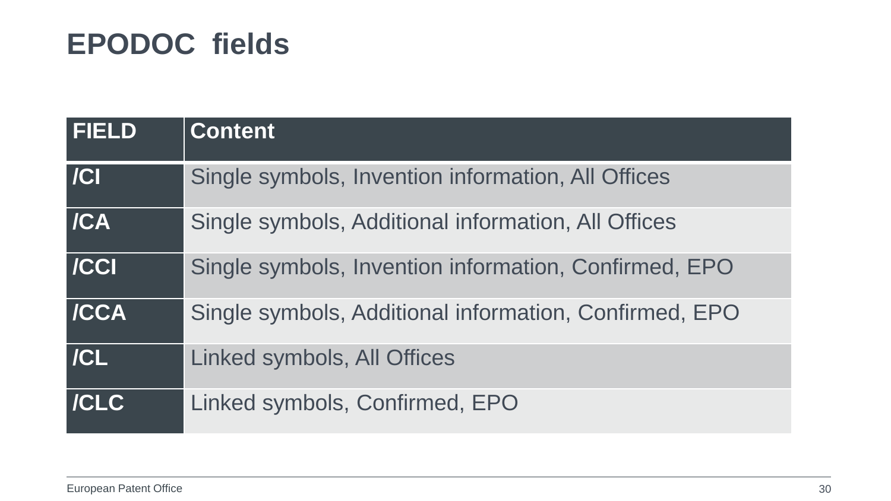# EPODOC fields

| FIELD | Content |
| --- | --- |
| /CI | Single symbols, Invention information, All Offices |
| /CA | Single symbols, Additional information, All Offices |
| /CCI | Single symbols, Invention information, Confirmed, EPO |
| /CCA | Single symbols, Additional information, Confirmed, EPO |
| /CL | Linked symbols, All Offices |
| /CLC | Linked symbols, Confirmed, EPO |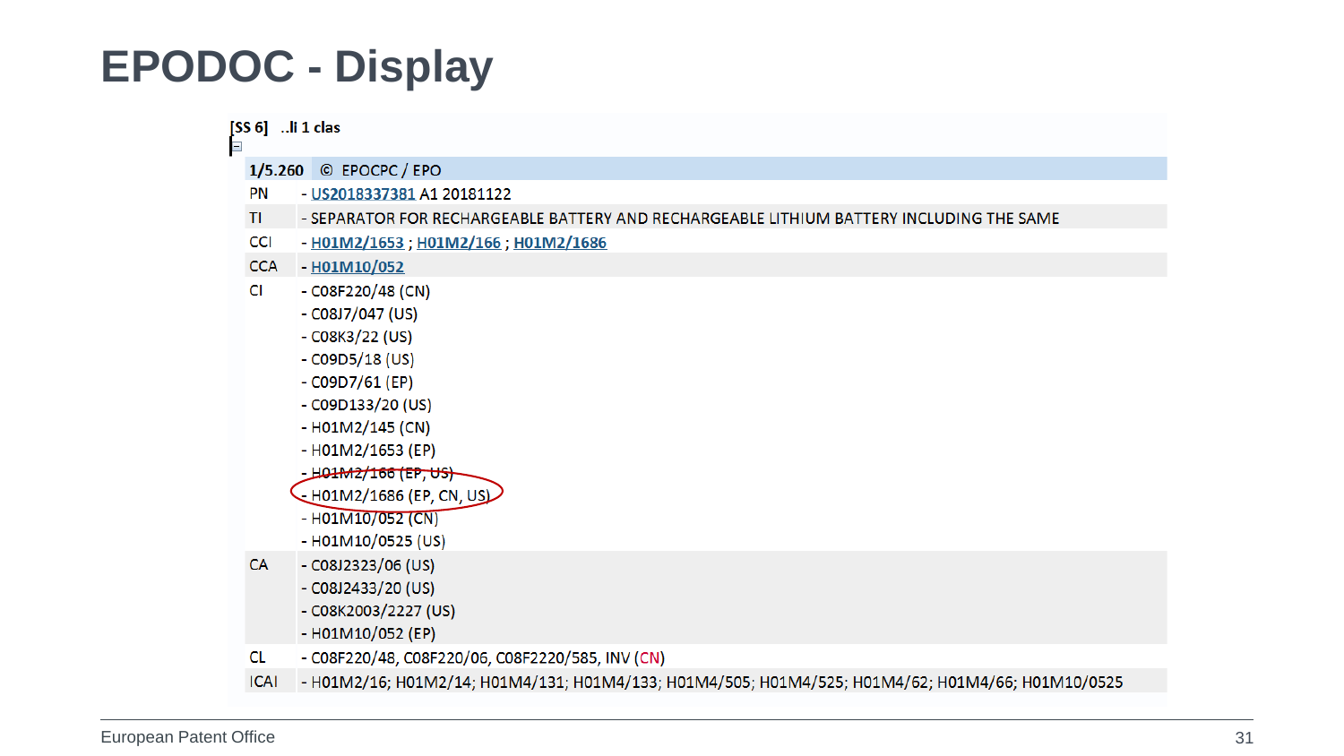# EPODOC - Display

[SS 6] ..li 1 clas

| 1/5.260 | © EPOCPC / EPO |
|---|---|
| PN | - US2018337381 A1 20181122 |
| TI | - SEPARATOR FOR RECHARGEABLE BATTERY AND RECHARGEABLE LITHIUM BATTERY INCLUDING THE SAME |
| CCI | - H01M2/1653 ; H01M2/166 ; H01M2/1686 |
| CCA | - H01M10/052 |
| CI | - C08F220/48 (CN)<br>- C08J7/047 (US)<br>- C08K3/22 (US)<br>- C09D5/18 (US)<br>- C09D7/61 (EP)<br>- C09D133/20 (US)<br>- H01M2/145 (CN)<br>- H01M2/1653 (EP)<br>- H01M2/166 (EP, US)<br>- H01M2/1686 (EP, CN, US)<br>- H01M10/052 (CN)<br>- H01M10/0525 (US) |
| CA | - C08J2323/06 (US)<br>- C08J2433/20 (US)<br>- C08K2003/2227 (US)<br>- H01M10/052 (EP) |
| CL | - C08F220/48, C08F220/06, C08F2220/585, INV (CN) |
| ICAI | - H01M2/16; H01M2/14; H01M4/131; H01M4/133; H01M4/505; H01M4/525; H01M4/62; H01M4/66; H01M10/0525 |

European Patent Office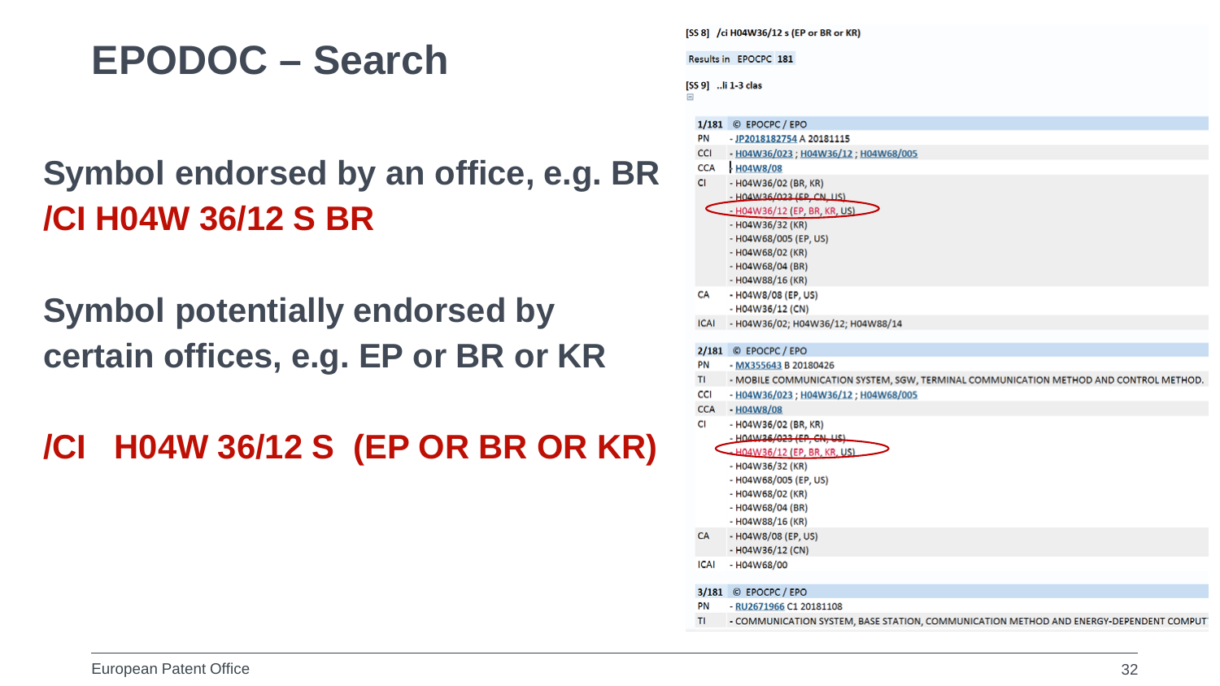# EPODOC – Search

**Symbol endorsed by an office, e.g. BR**

**/CI H04W 36/12 S BR**

**Symbol potentially endorsed by certain offices, e.g. EP or BR or KR**

**/CI H04W 36/12 S (EP OR BR OR KR)**

[SS 8] /ci H04W36/12 s (EP or BR or KR)

Results in EPOCPC **181**

[SS 9] ..li 1-3 clas

**1/181** © EPOCPC / EPO

| | |
|---|---|
| PN | - JP2018182754 A 20181115 |
| CCI | - H04W36/023 ; H04W36/12 ; H04W68/005 |
| CCA | - H04W8/08 |
| CI | - H04W36/02 (BR, KR) |
| | - H04W36/023 (EP, CN, US) |
| | - H04W36/12 (EP, BR, KR, US) |
| | - H04W36/32 (KR) |
| | - H04W68/005 (EP, US) |
| | - H04W68/02 (KR) |
| | - H04W68/04 (BR) |
| | - H04W88/16 (KR) |
| CA | - H04W8/08 (EP, US) |
| | - H04W36/12 (CN) |
| ICAI | - H04W36/02; H04W36/12; H04W88/14 |

**2/181** © EPOCPC / EPO

| | |
|---|---|
| PN | - MX355643 B 20180426 |
| TI | - MOBILE COMMUNICATION SYSTEM, SGW, TERMINAL COMMUNICATION METHOD AND CONTROL METHOD. |
| CCI | - H04W36/023 ; H04W36/12 ; H04W68/005 |
| CCA | - H04W8/08 |
| CI | - H04W36/02 (BR, KR) |
| | - H04W36/023 (EP, CN, US) |
| | - H04W36/12 (EP, BR, KR, US) |
| | - H04W36/32 (KR) |
| | - H04W68/005 (EP, US) |
| | - H04W68/02 (KR) |
| | - H04W68/04 (BR) |
| | - H04W88/16 (KR) |
| CA | - H04W8/08 (EP, US) |
| | - H04W36/12 (CN) |
| ICAI | - H04W68/00 |

**3/181** © EPOCPC / EPO

| | |
|---|---|
| PN | - RU2671966 C1 20181108 |
| TI | - COMMUNICATION SYSTEM, BASE STATION, COMMUNICATION METHOD AND ENERGY-DEPENDENT COMPUT |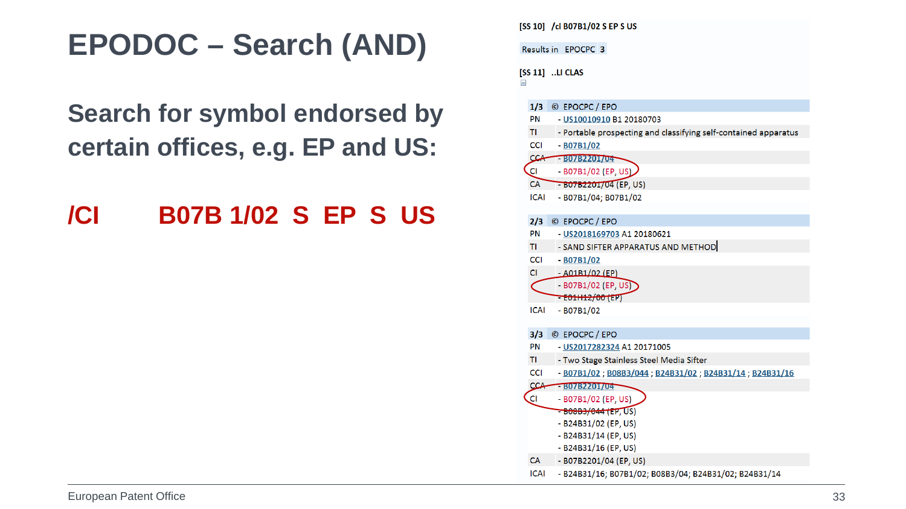# EPODOC – Search (AND)

## Search for symbol endorsed by certain offices, e.g. EP and US:

**/CI B07B 1/02 S EP S US**

[SS 10] /cl B07B1/02 S EP S US

Results in EPOCPC 3

[SS 11] ..LI CLAS

| 1/3 | © EPOCPC / EPO |
|---|---|
| PN | - US10010910 B1 20180703 |
| TI | - Portable prospecting and classifying self-contained apparatus |
| CCI | - B07B1/02 |
| CCA | - B07B2201/04 |
| CI | - B07B1/02 (EP, US) |
| CA | - B07B2201/04 (EP, US) |
| ICAI | - B07B1/04; B07B1/02 |

| 2/3 | © EPOCPC / EPO |
|---|---|
| PN | - US2018169703 A1 20180621 |
| TI | - SAND SIFTER APPARATUS AND METHOD |
| CCI | - B07B1/02 |
| CI | - A01B1/02 (EP) |
| | - B07B1/02 (EP, US) |
| | - E01H12/00 (EP) |
| ICAI | - B07B1/02 |

| 3/3 | © EPOCPC / EPO |
|---|---|
| PN | - US2017282324 A1 20171005 |
| TI | - Two Stage Stainless Steel Media Sifter |
| CCI | - B07B1/02 ; B08B3/044 ; B24B31/02 ; B24B31/14 ; B24B31/16 |
| CCA | - B07B2201/04 |
| CI | - B07B1/02 (EP, US) |
| | - B08B3/044 (EP, US) |
| | - B24B31/02 (EP, US) |
| | - B24B31/14 (EP, US) |
| | - B24B31/16 (EP, US) |
| CA | - B07B2201/04 (EP, US) |
| ICAI | - B24B31/16; B07B1/02; B08B3/04; B24B31/02; B24B31/14 |

European Patent Office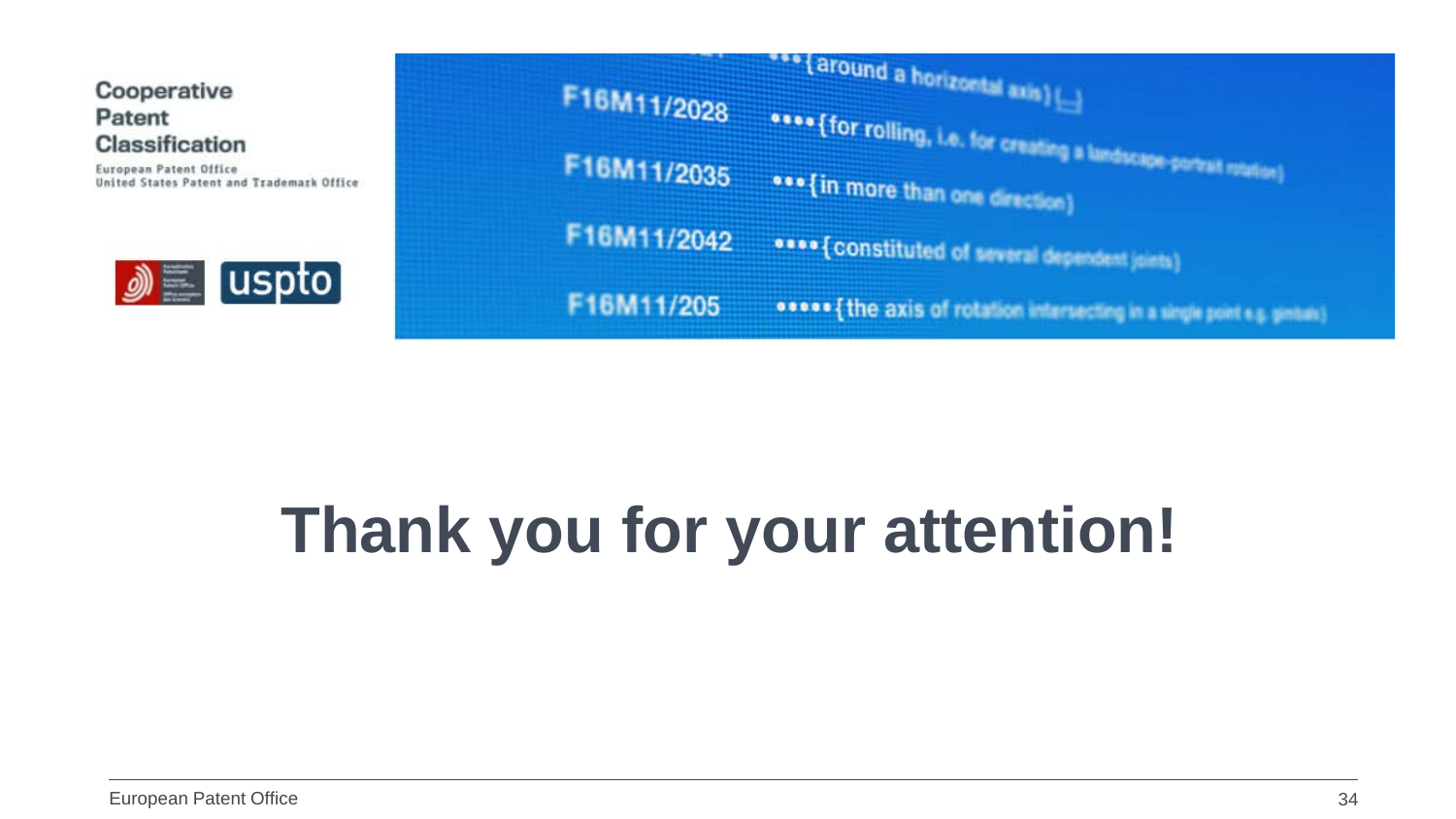Cooperative Patent Classification

European Patent Office
United States Patent and Trademark Office

F16M11/2028 ••••{for rolling, i.e. for creating a landscape-portrait rotation}

F16M11/2035 •••{in more than one direction}

F16M11/2042 ••••{constituted of several dependent joints}

F16M11/205 •••••{the axis of rotation intersecting in a single point e.g. gimbals}

# Thank you for your attention!